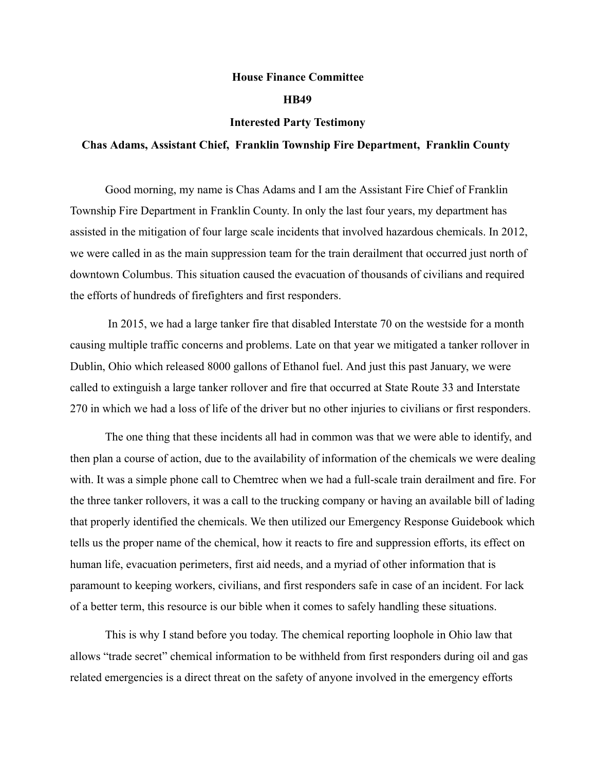**House Finance Committee**

**HB49**

**Interested Party Testimony**

**Chas Adams, Assistant Chief, Franklin Township Fire Department, Franklin County**

Good morning, my name is Chas Adams and I am the Assistant Fire Chief of Franklin Township Fire Department in Franklin County. In only the last four years, my department has assisted in the mitigation of four large scale incidents that involved hazardous chemicals. In 2012, we were called in as the main suppression team for the train derailment that occurred just north of downtown Columbus. This situation caused the evacuation of thousands of civilians and required the efforts of hundreds of firefighters and first responders.

In 2015, we had a large tanker fire that disabled Interstate 70 on the westside for a month causing multiple traffic concerns and problems. Late on that year we mitigated a tanker rollover in Dublin, Ohio which released 8000 gallons of Ethanol fuel. And just this past January, we were called to extinguish a large tanker rollover and fire that occurred at State Route 33 and Interstate 270 in which we had a loss of life of the driver but no other injuries to civilians or first responders.

The one thing that these incidents all had in common was that we were able to identify, and then plan a course of action, due to the availability of information of the chemicals we were dealing with. It was a simple phone call to Chemtrec when we had a full-scale train derailment and fire. For the three tanker rollovers, it was a call to the trucking company or having an available bill of lading that properly identified the chemicals. We then utilized our Emergency Response Guidebook which tells us the proper name of the chemical, how it reacts to fire and suppression efforts, its effect on human life, evacuation perimeters, first aid needs, and a myriad of other information that is paramount to keeping workers, civilians, and first responders safe in case of an incident. For lack of a better term, this resource is our bible when it comes to safely handling these situations.

This is why I stand before you today. The chemical reporting loophole in Ohio law that allows "trade secret" chemical information to be withheld from first responders during oil and gas related emergencies is a direct threat on the safety of anyone involved in the emergency efforts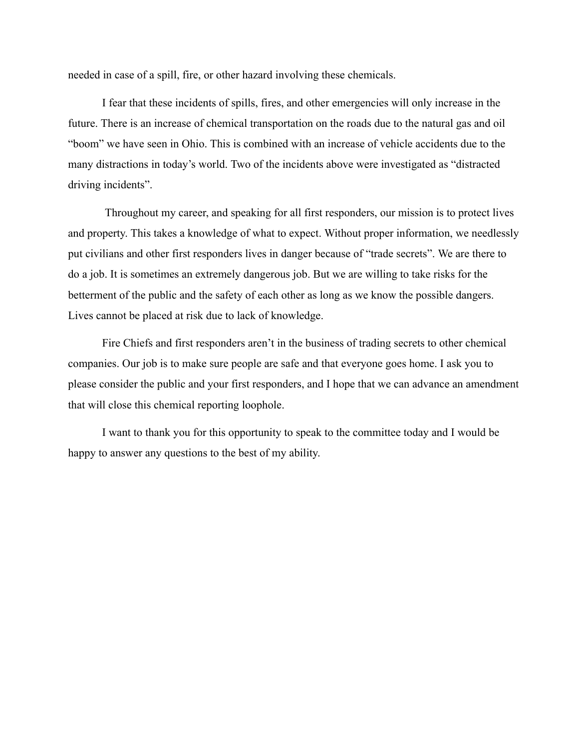needed in case of a spill, fire, or other hazard involving these chemicals.

I fear that these incidents of spills, fires, and other emergencies will only increase in the future. There is an increase of chemical transportation on the roads due to the natural gas and oil "boom" we have seen in Ohio. This is combined with an increase of vehicle accidents due to the many distractions in today's world. Two of the incidents above were investigated as "distracted driving incidents".

Throughout my career, and speaking for all first responders, our mission is to protect lives and property. This takes a knowledge of what to expect. Without proper information, we needlessly put civilians and other first responders lives in danger because of "trade secrets". We are there to do a job. It is sometimes an extremely dangerous job. But we are willing to take risks for the betterment of the public and the safety of each other as long as we know the possible dangers. Lives cannot be placed at risk due to lack of knowledge.

Fire Chiefs and first responders aren't in the business of trading secrets to other chemical companies. Our job is to make sure people are safe and that everyone goes home. I ask you to please consider the public and your first responders, and I hope that we can advance an amendment that will close this chemical reporting loophole.

I want to thank you for this opportunity to speak to the committee today and I would be happy to answer any questions to the best of my ability.